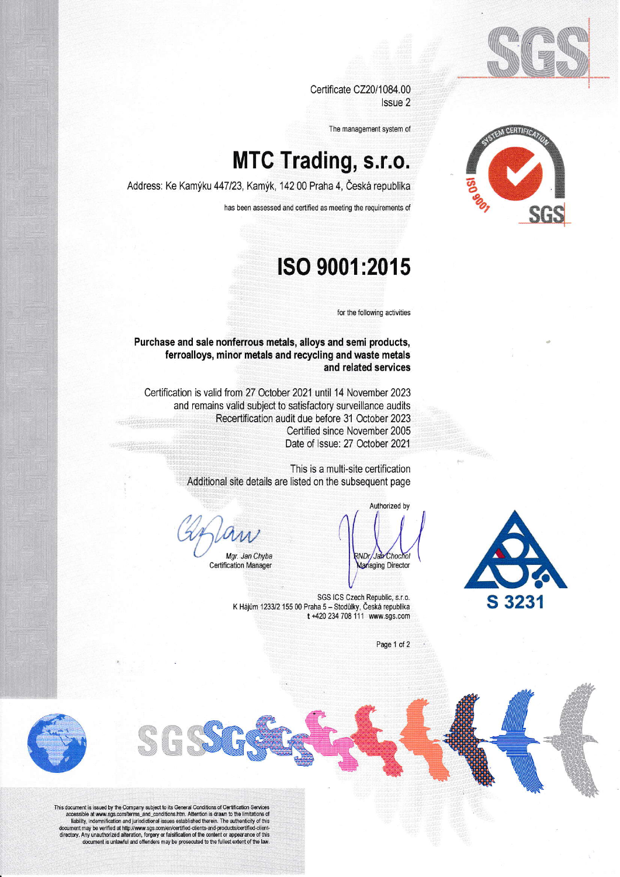Certificate CZ20/1084.00
Issue 2

The management system of

# MTC Trading, s.r.o.

Address: Ke Kamýku 447/23, Kamýk, 142 00 Praha 4, Česká republika

has been assessed and certified as meeting the requirements of

# ISO 9001:2015

for the following activities

**Purchase and sale nonferrous metals, alloys and semi products, ferroalloys, minor metals and recycling and waste metals and related services**

Certification is valid from 27 October 2021 until 14 November 2023
and remains valid subject to satisfactory surveillance audits
Recertification audit due before 31 October 2023
Certified since November 2005
Date of Issue: 27 October 2021

This is a multi-site certification
Additional site details are listed on the subsequent page

Authorized by

*Mgr. Jan Chyba*
Certification Manager

*RNDr. Jan Chochol*
Managing Director

SGS ICS Czech Republic, s.r.o.
K Hájům 1233/2 155 00 Praha 5 – Stodůlky, Česká republika
t +420 234 708 111 www.sgs.com

S 3231

This document is issued by the Company subject to its General Conditions of Certification Services accessible at www.sgs.com/terms_and_conditions.htm. Attention is drawn to the limitations of liability, indemnification and jurisdictional issues established therein. The authenticity of this document may be verified at http://www.sgs.com/en/certified-clients-and-products/certified-client-directory. Any unauthorized alteration, forgery or falsification of the content or appearance of this document is unlawful and offenders may be prosecuted to the fullest extent of the law.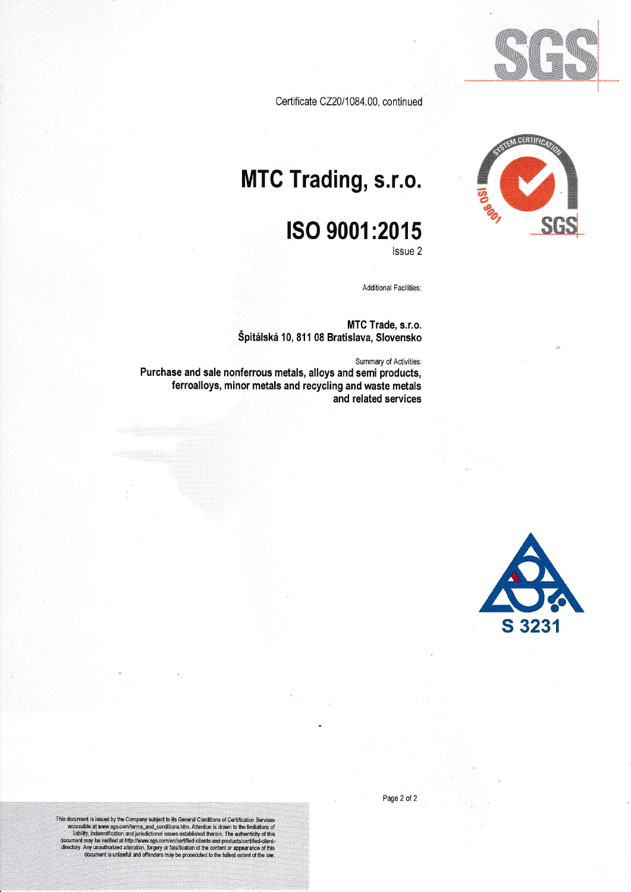Certificate CZ20/1084.00, continued

# MTC Trading, s.r.o.

# ISO 9001:2015

Issue 2

Additional Facilities:

**MTC Trade, s.r.o.**
**Špitálská 10, 811 08 Bratislava, Slovensko**

Summary of Activities:

**Purchase and sale nonferrous metals, alloys and semi products, ferroalloys, minor metals and recycling and waste metals and related services**

S 3231

This document is issued by the Company subject to its General Conditions of Certification Services accessible at www.sgs.com/terms_and_conditions.htm. Attention is drawn to the limitations of liability, indemnification and jurisdictional issues established therein. The authenticity of this document may be verified at http://www.sgs.com/en/certified-clients-and-products/certified-client-directory. Any unauthorized alteration, forgery or falsification of the content or appearance of this document is unlawful and offenders may be prosecuted to the fullest extent of the law.